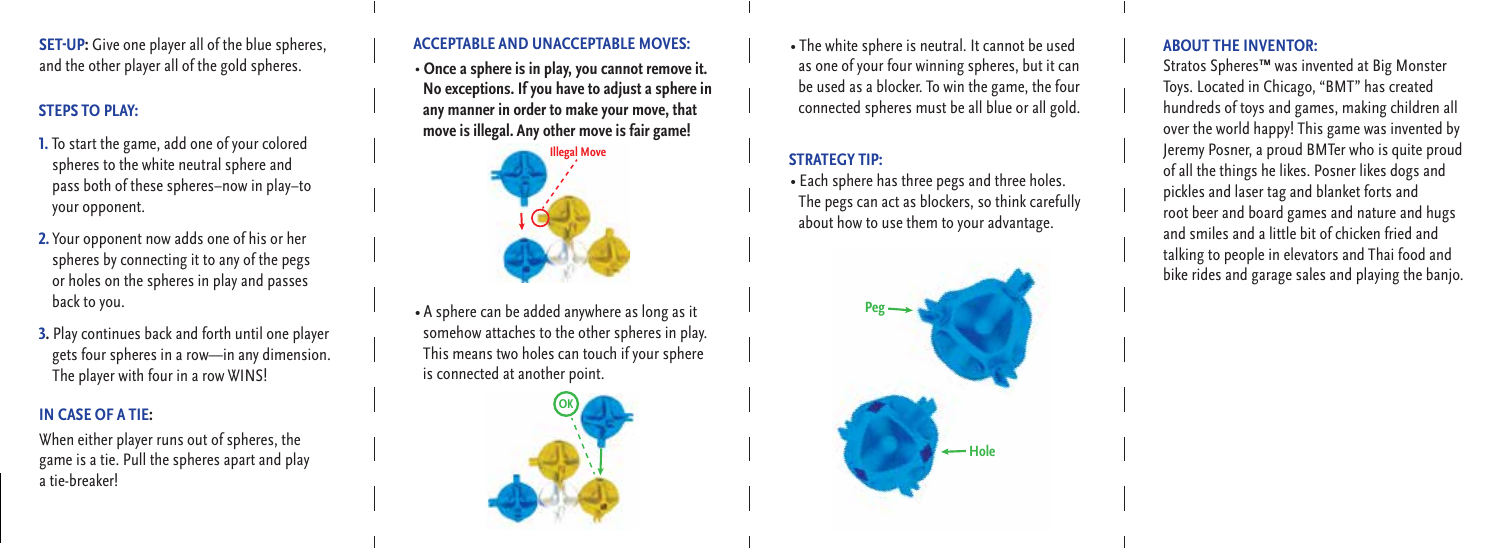**SET-UP:** Give one player all of the blue spheres, and the other player all of the gold spheres.

### STEPS TO PLAY:

1. To start the game, add one of your colored spheres to the white neutral sphere and pass both of these spheres—now in play—to your opponent.
2. Your opponent now adds one of his or her spheres by connecting it to any of the pegs or holes on the spheres in play and passes back to you.
3. Play continues back and forth until one player gets four spheres in a row—in any dimension. The player with four in a row WINS!

### IN CASE OF A TIE:

When either player runs out of spheres, the game is a tie. Pull the spheres apart and play a tie-breaker!

### ACCEPTABLE AND UNACCEPTABLE MOVES:

- **Once a sphere is in play, you cannot remove it. No exceptions. If you have to adjust a sphere in any manner in order to make your move, that move is illegal. Any other move is fair game!**

Illegal Move

- A sphere can be added anywhere as long as it somehow attaches to the other spheres in play. This means two holes can touch if your sphere is connected at another point.

OK

- The white sphere is neutral. It cannot be used as one of your four winning spheres, but it can be used as a blocker. To win the game, the four connected spheres must be all blue or all gold.

### STRATEGY TIP:

- Each sphere has three pegs and three holes. The pegs can act as blockers, so think carefully about how to use them to your advantage.

Peg

Hole

### ABOUT THE INVENTOR:

Stratos Spheres™ was invented at Big Monster Toys. Located in Chicago, "BMT" has created hundreds of toys and games, making children all over the world happy! This game was invented by Jeremy Posner, a proud BMTer who is quite proud of all the things he likes. Posner likes dogs and pickles and laser tag and blanket forts and root beer and board games and nature and hugs and smiles and a little bit of chicken fried and talking to people in elevators and Thai food and bike rides and garage sales and playing the banjo.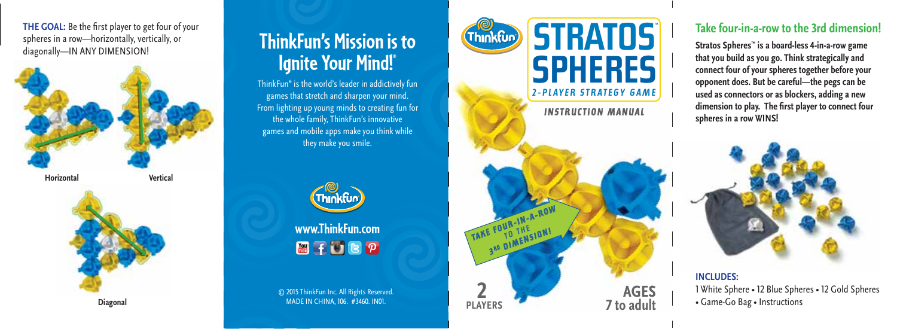**THE GOAL:** Be the first player to get four of your spheres in a row—horizontally, vertically, or diagonally—IN ANY DIMENSION!

Horizontal

Vertical

Diagonal

# ThinkFun's Mission is to Ignite Your Mind!®

ThinkFun® is the world's leader in addictively fun games that stretch and sharpen your mind. From lighting up young minds to creating fun for the whole family, ThinkFun's innovative games and mobile apps make you think while they make you smile.

**www.ThinkFun.com**

© 2015 ThinkFun Inc. All Rights Reserved.
MADE IN CHINA, 106. #3460. IN01.

# STRATOS SPHERES™

*2-PLAYER STRATEGY GAME*

*INSTRUCTION MANUAL*

TAKE FOUR-IN-A-ROW TO THE 3RD DIMENSION!

**2 PLAYERS**

**AGES 7 to adult**

## Take four-in-a-row to the 3rd dimension!

**Stratos Spheres™ is a board-less 4-in-a-row game that you build as you go. Think strategically and connect four of your spheres together before your opponent does. But be careful—the pegs can be used as connectors or as blockers, adding a new dimension to play. The first player to connect four spheres in a row WINS!**

**INCLUDES:**

1 White Sphere • 12 Blue Spheres • 12 Gold Spheres • Game-Go Bag • Instructions